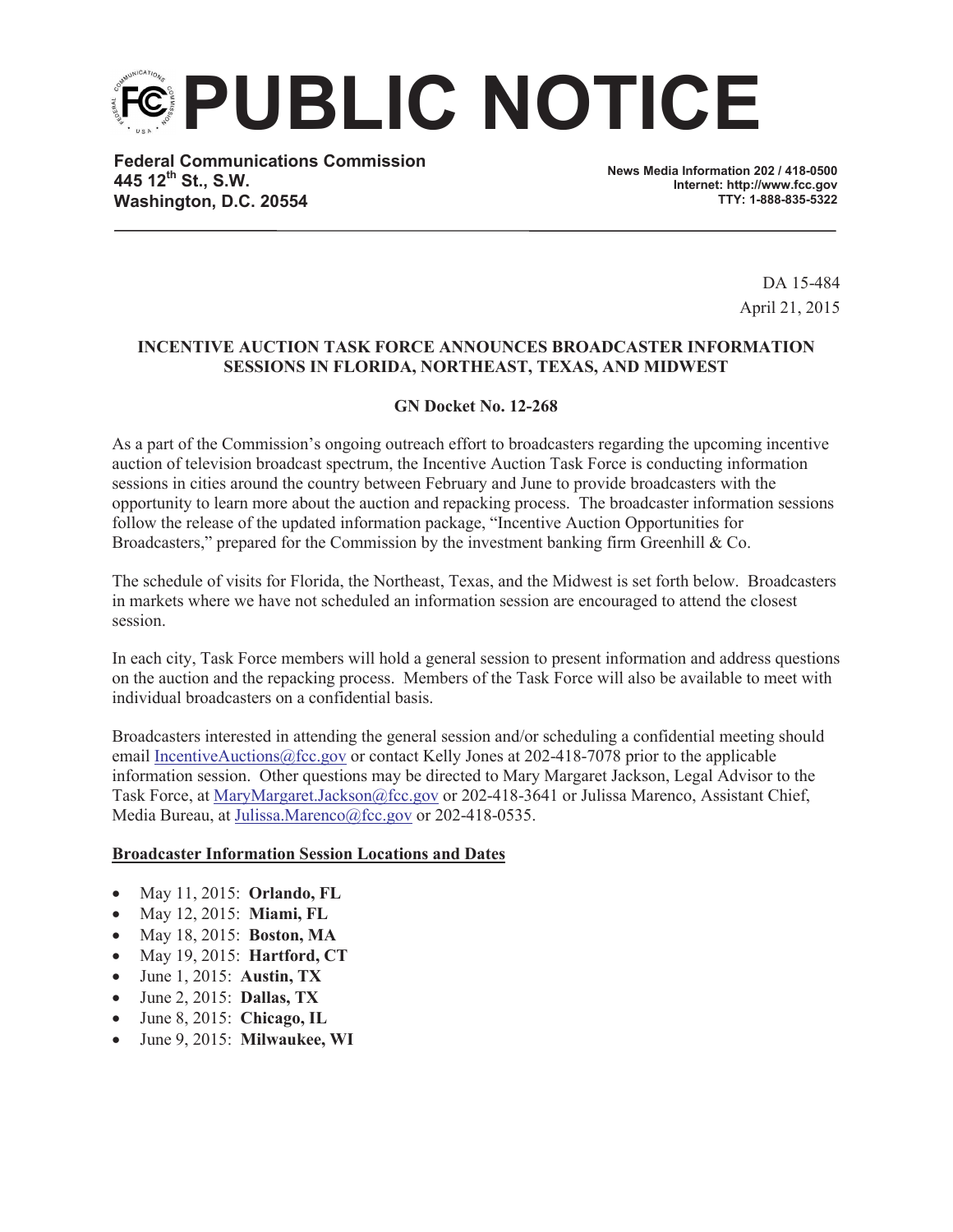# PUBLIC NOTICE

**Federal Communications Commission**
**445 12th St., S.W.**
**Washington, D.C. 20554**

**News Media Information 202 / 418-0500**
**Internet: http://www.fcc.gov**
**TTY: 1-888-835-5322**

DA 15-484
April 21, 2015

**INCENTIVE AUCTION TASK FORCE ANNOUNCES BROADCASTER INFORMATION SESSIONS IN FLORIDA, NORTHEAST, TEXAS, AND MIDWEST**

**GN Docket No. 12-268**

As a part of the Commission's ongoing outreach effort to broadcasters regarding the upcoming incentive auction of television broadcast spectrum, the Incentive Auction Task Force is conducting information sessions in cities around the country between February and June to provide broadcasters with the opportunity to learn more about the auction and repacking process. The broadcaster information sessions follow the release of the updated information package, "Incentive Auction Opportunities for Broadcasters," prepared for the Commission by the investment banking firm Greenhill & Co.

The schedule of visits for Florida, the Northeast, Texas, and the Midwest is set forth below. Broadcasters in markets where we have not scheduled an information session are encouraged to attend the closest session.

In each city, Task Force members will hold a general session to present information and address questions on the auction and the repacking process. Members of the Task Force will also be available to meet with individual broadcasters on a confidential basis.

Broadcasters interested in attending the general session and/or scheduling a confidential meeting should email IncentiveAuctions@fcc.gov or contact Kelly Jones at 202-418-7078 prior to the applicable information session. Other questions may be directed to Mary Margaret Jackson, Legal Advisor to the Task Force, at MaryMargaret.Jackson@fcc.gov or 202-418-3641 or Julissa Marenco, Assistant Chief, Media Bureau, at Julissa.Marenco@fcc.gov or 202-418-0535.

**Broadcaster Information Session Locations and Dates**

- May 11, 2015: **Orlando, FL**
- May 12, 2015: **Miami, FL**
- May 18, 2015: **Boston, MA**
- May 19, 2015: **Hartford, CT**
- June 1, 2015: **Austin, TX**
- June 2, 2015: **Dallas, TX**
- June 8, 2015: **Chicago, IL**
- June 9, 2015: **Milwaukee, WI**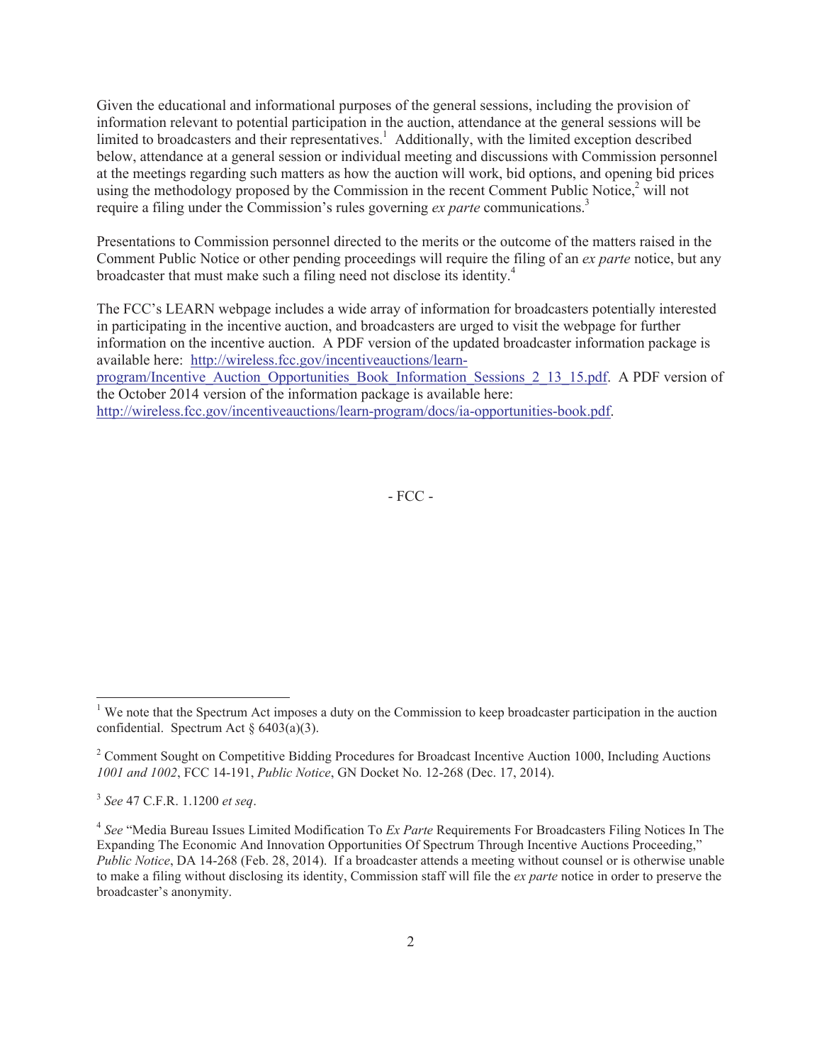Given the educational and informational purposes of the general sessions, including the provision of information relevant to potential participation in the auction, attendance at the general sessions will be limited to broadcasters and their representatives.[1] Additionally, with the limited exception described below, attendance at a general session or individual meeting and discussions with Commission personnel at the meetings regarding such matters as how the auction will work, bid options, and opening bid prices using the methodology proposed by the Commission in the recent Comment Public Notice,[2] will not require a filing under the Commission's rules governing *ex parte* communications.[3]

Presentations to Commission personnel directed to the merits or the outcome of the matters raised in the Comment Public Notice or other pending proceedings will require the filing of an *ex parte* notice, but any broadcaster that must make such a filing need not disclose its identity.[4]

The FCC's LEARN webpage includes a wide array of information for broadcasters potentially interested in participating in the incentive auction, and broadcasters are urged to visit the webpage for further information on the incentive auction. A PDF version of the updated broadcaster information package is available here: http://wireless.fcc.gov/incentiveauctions/learn-program/Incentive_Auction_Opportunities_Book_Information_Sessions_2_13_15.pdf. A PDF version of the October 2014 version of the information package is available here: http://wireless.fcc.gov/incentiveauctions/learn-program/docs/ia-opportunities-book.pdf.

- FCC -

---

[1] We note that the Spectrum Act imposes a duty on the Commission to keep broadcaster participation in the auction confidential. Spectrum Act § 6403(a)(3).

[2] Comment Sought on Competitive Bidding Procedures for Broadcast Incentive Auction 1000, Including Auctions *1001 and 1002*, FCC 14-191, *Public Notice*, GN Docket No. 12-268 (Dec. 17, 2014).

[3] *See* 47 C.F.R. 1.1200 *et seq*.

[4] *See* "Media Bureau Issues Limited Modification To *Ex Parte* Requirements For Broadcasters Filing Notices In The Expanding The Economic And Innovation Opportunities Of Spectrum Through Incentive Auctions Proceeding," *Public Notice*, DA 14-268 (Feb. 28, 2014). If a broadcaster attends a meeting without counsel or is otherwise unable to make a filing without disclosing its identity, Commission staff will file the *ex parte* notice in order to preserve the broadcaster's anonymity.